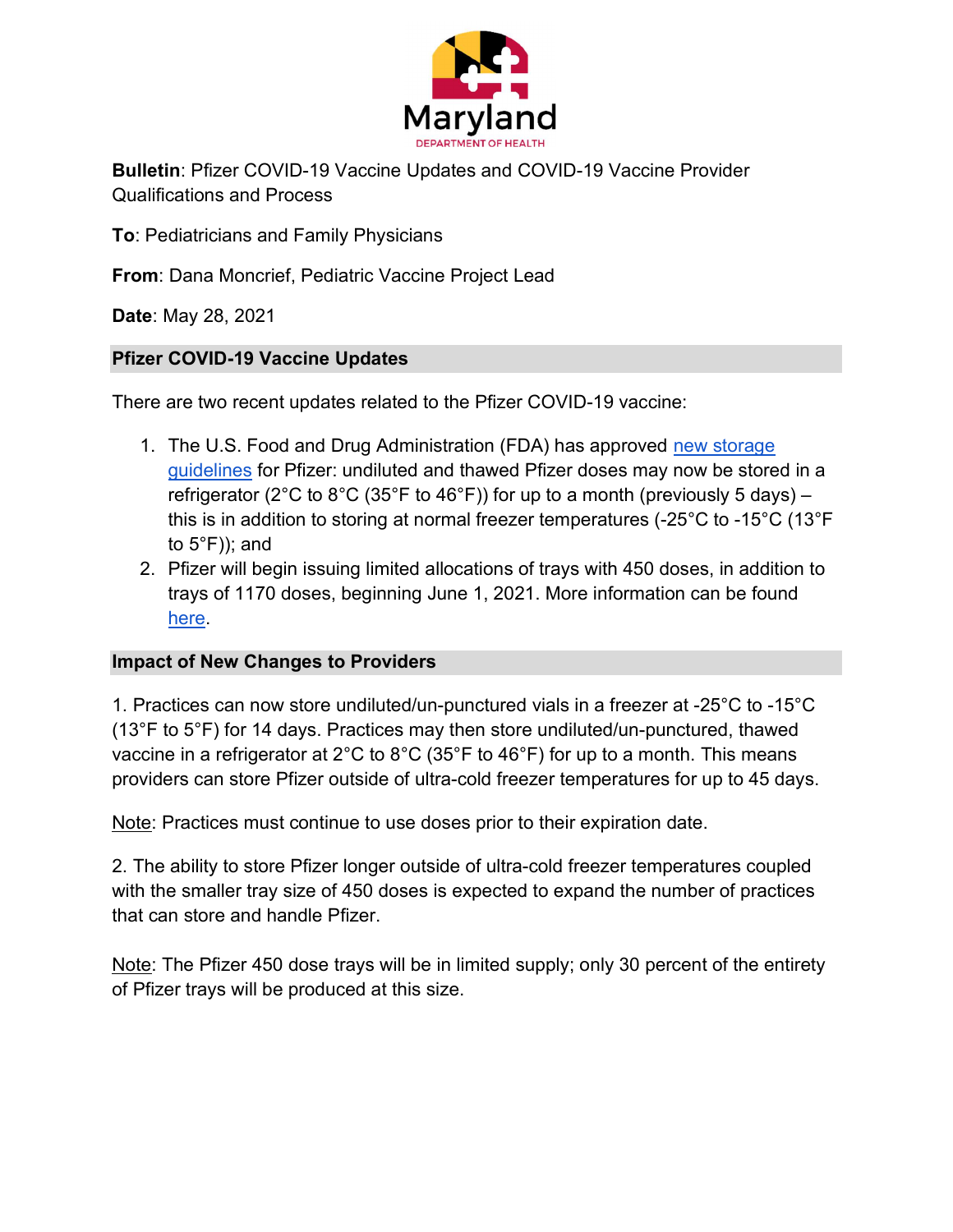Maryland
DEPARTMENT OF HEALTH

**Bulletin**: Pfizer COVID-19 Vaccine Updates and COVID-19 Vaccine Provider Qualifications and Process

**To**: Pediatricians and Family Physicians

**From**: Dana Moncrief, Pediatric Vaccine Project Lead

**Date**: May 28, 2021

## Pfizer COVID-19 Vaccine Updates

There are two recent updates related to the Pfizer COVID-19 vaccine:

1. The U.S. Food and Drug Administration (FDA) has approved new storage guidelines for Pfizer: undiluted and thawed Pfizer doses may now be stored in a refrigerator (2°C to 8°C (35°F to 46°F)) for up to a month (previously 5 days) – this is in addition to storing at normal freezer temperatures (-25°C to -15°C (13°F to 5°F)); and
2. Pfizer will begin issuing limited allocations of trays with 450 doses, in addition to trays of 1170 doses, beginning June 1, 2021. More information can be found here.

## Impact of New Changes to Providers

1. Practices can now store undiluted/un-punctured vials in a freezer at -25°C to -15°C (13°F to 5°F) for 14 days. Practices may then store undiluted/un-punctured, thawed vaccine in a refrigerator at 2°C to 8°C (35°F to 46°F) for up to a month. This means providers can store Pfizer outside of ultra-cold freezer temperatures for up to 45 days.

Note: Practices must continue to use doses prior to their expiration date.

2. The ability to store Pfizer longer outside of ultra-cold freezer temperatures coupled with the smaller tray size of 450 doses is expected to expand the number of practices that can store and handle Pfizer.

Note: The Pfizer 450 dose trays will be in limited supply; only 30 percent of the entirety of Pfizer trays will be produced at this size.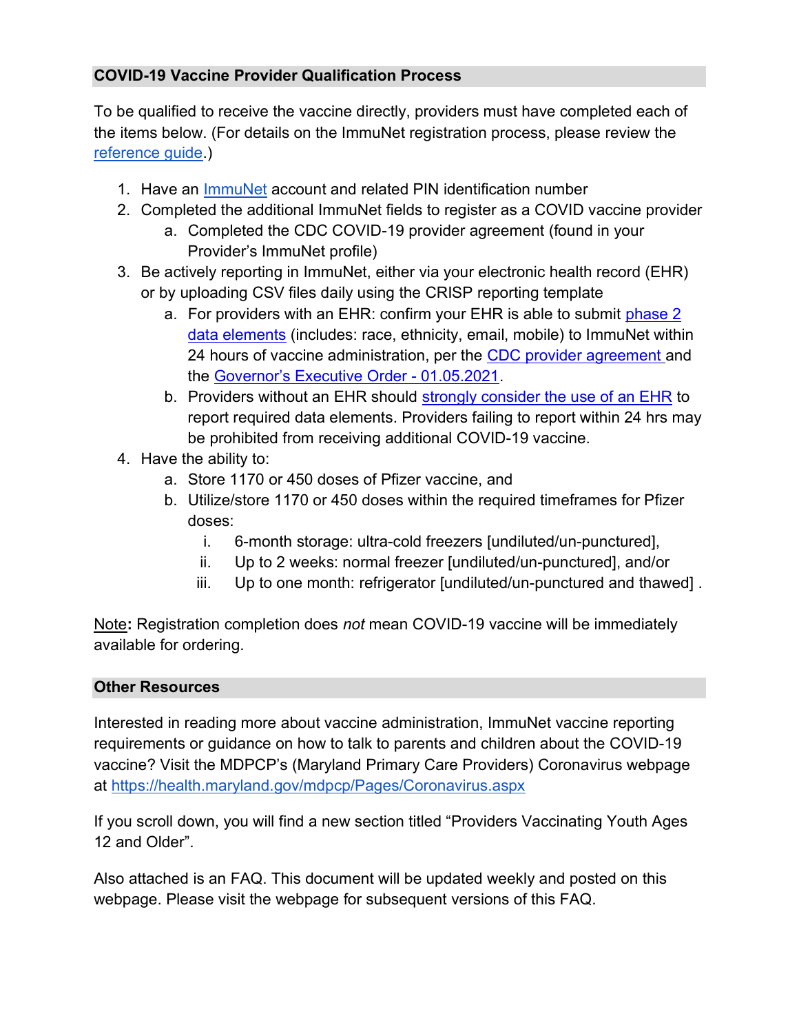## COVID-19 Vaccine Provider Qualification Process

To be qualified to receive the vaccine directly, providers must have completed each of the items below. (For details on the ImmuNet registration process, please review the reference guide.)

1. Have an ImmuNet account and related PIN identification number
2. Completed the additional ImmuNet fields to register as a COVID vaccine provider
   a. Completed the CDC COVID-19 provider agreement (found in your Provider's ImmuNet profile)
3. Be actively reporting in ImmuNet, either via your electronic health record (EHR) or by uploading CSV files daily using the CRISP reporting template
   a. For providers with an EHR: confirm your EHR is able to submit phase 2 data elements (includes: race, ethnicity, email, mobile) to ImmuNet within 24 hours of vaccine administration, per the CDC provider agreement and the Governor's Executive Order - 01.05.2021.
   b. Providers without an EHR should strongly consider the use of an EHR to report required data elements. Providers failing to report within 24 hrs may be prohibited from receiving additional COVID-19 vaccine.
4. Have the ability to:
   a. Store 1170 or 450 doses of Pfizer vaccine, and
   b. Utilize/store 1170 or 450 doses within the required timeframes for Pfizer doses:
      i. 6-month storage: ultra-cold freezers [undiluted/un-punctured],
      ii. Up to 2 weeks: normal freezer [undiluted/un-punctured], and/or
      iii. Up to one month: refrigerator [undiluted/un-punctured and thawed] .

Note**:** Registration completion does *not* mean COVID-19 vaccine will be immediately available for ordering.

## Other Resources

Interested in reading more about vaccine administration, ImmuNet vaccine reporting requirements or guidance on how to talk to parents and children about the COVID-19 vaccine? Visit the MDPCP's (Maryland Primary Care Providers) Coronavirus webpage at https://health.maryland.gov/mdpcp/Pages/Coronavirus.aspx

If you scroll down, you will find a new section titled "Providers Vaccinating Youth Ages 12 and Older".

Also attached is an FAQ. This document will be updated weekly and posted on this webpage. Please visit the webpage for subsequent versions of this FAQ.